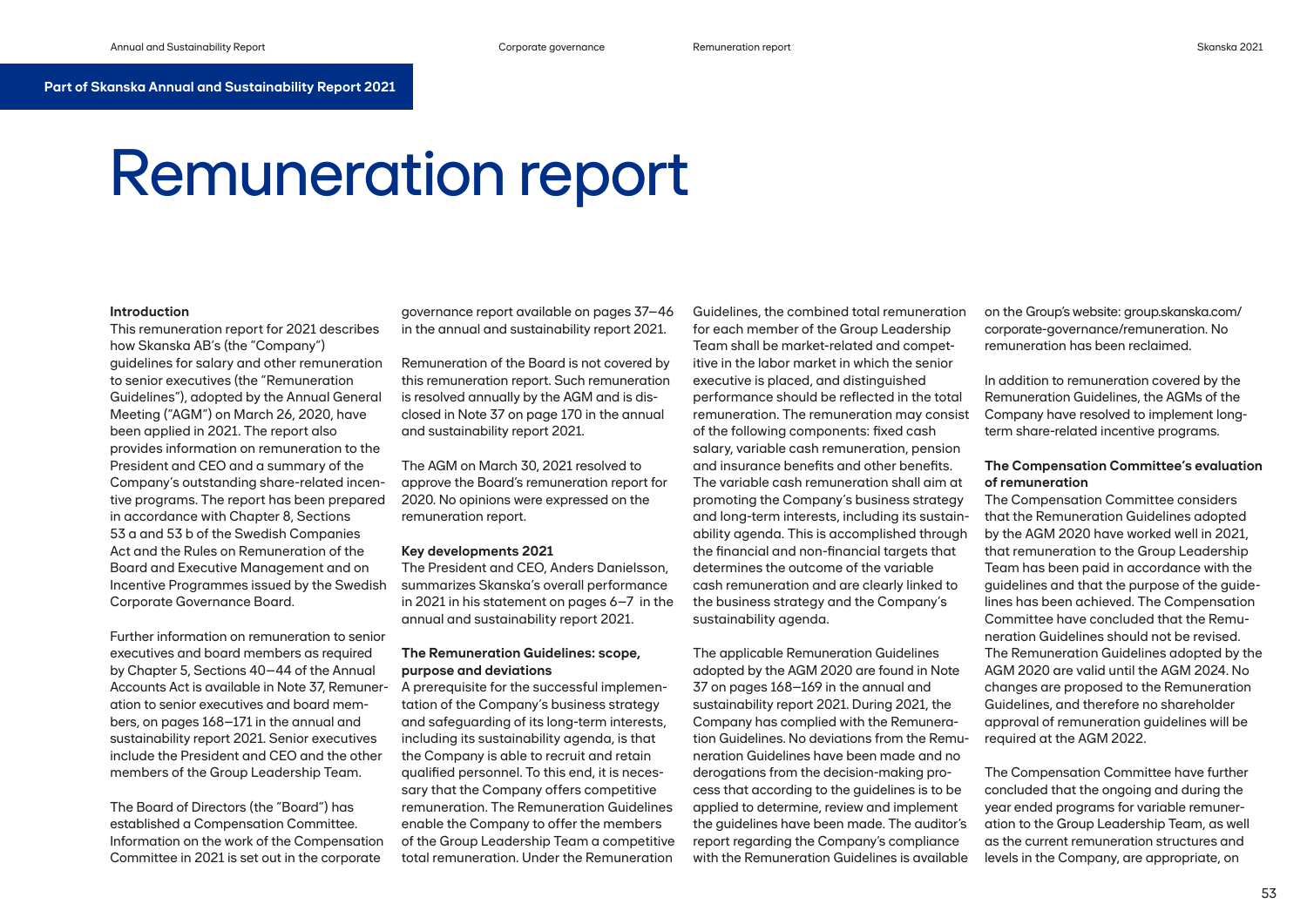Part of Skanska Annual and Sustainability Report 2021

# Remuneration report

**Introduction**

This remuneration report for 2021 describes how Skanska AB's (the "Company") guidelines for salary and other remuneration to senior executives (the "Remuneration Guidelines"), adopted by the Annual General Meeting ("AGM") on March 26, 2020, have been applied in 2021. The report also provides information on remuneration to the President and CEO and a summary of the Company's outstanding share-related incentive programs. The report has been prepared in accordance with Chapter 8, Sections 53 a and 53 b of the Swedish Companies Act and the Rules on Remuneration of the Board and Executive Management and on Incentive Programmes issued by the Swedish Corporate Governance Board.

Further information on remuneration to senior executives and board members as required by Chapter 5, Sections 40–44 of the Annual Accounts Act is available in Note 37, Remuneration to senior executives and board members, on pages 168–171 in the annual and sustainability report 2021. Senior executives include the President and CEO and the other members of the Group Leadership Team.

The Board of Directors (the "Board") has established a Compensation Committee. Information on the work of the Compensation Committee in 2021 is set out in the corporate governance report available on pages 37–46 in the annual and sustainability report 2021.

Remuneration of the Board is not covered by this remuneration report. Such remuneration is resolved annually by the AGM and is disclosed in Note 37 on page 170 in the annual and sustainability report 2021.

The AGM on March 30, 2021 resolved to approve the Board's remuneration report for 2020. No opinions were expressed on the remuneration report.

**Key developments 2021**

The President and CEO, Anders Danielsson, summarizes Skanska's overall performance in 2021 in his statement on pages 6–7 in the annual and sustainability report 2021.

**The Remuneration Guidelines: scope, purpose and deviations**

A prerequisite for the successful implementation of the Company's business strategy and safeguarding of its long-term interests, including its sustainability agenda, is that the Company is able to recruit and retain qualified personnel. To this end, it is necessary that the Company offers competitive remuneration. The Remuneration Guidelines enable the Company to offer the members of the Group Leadership Team a competitive total remuneration. Under the Remuneration Guidelines, the combined total remuneration for each member of the Group Leadership Team shall be market-related and competitive in the labor market in which the senior executive is placed, and distinguished performance should be reflected in the total remuneration. The remuneration may consist of the following components: fixed cash salary, variable cash remuneration, pension and insurance benefits and other benefits. The variable cash remuneration shall aim at promoting the Company's business strategy and long-term interests, including its sustainability agenda. This is accomplished through the financial and non-financial targets that determines the outcome of the variable cash remuneration and are clearly linked to the business strategy and the Company's sustainability agenda.

The applicable Remuneration Guidelines adopted by the AGM 2020 are found in Note 37 on pages 168–169 in the annual and sustainability report 2021. During 2021, the Company has complied with the Remuneration Guidelines. No deviations from the Remuneration Guidelines have been made and no derogations from the decision-making process that according to the guidelines is to be applied to determine, review and implement the guidelines have been made. The auditor's report regarding the Company's compliance with the Remuneration Guidelines is available on the Group's website: group.skanska.com/corporate-governance/remuneration. No remuneration has been reclaimed.

In addition to remuneration covered by the Remuneration Guidelines, the AGMs of the Company have resolved to implement long-term share-related incentive programs.

**The Compensation Committee's evaluation of remuneration**

The Compensation Committee considers that the Remuneration Guidelines adopted by the AGM 2020 have worked well in 2021, that remuneration to the Group Leadership Team has been paid in accordance with the guidelines and that the purpose of the guidelines has been achieved. The Compensation Committee have concluded that the Remuneration Guidelines should not be revised. The Remuneration Guidelines adopted by the AGM 2020 are valid until the AGM 2024. No changes are proposed to the Remuneration Guidelines, and therefore no shareholder approval of remuneration guidelines will be required at the AGM 2022.

The Compensation Committee have further concluded that the ongoing and during the year ended programs for variable remuneration to the Group Leadership Team, as well as the current remuneration structures and levels in the Company, are appropriate, on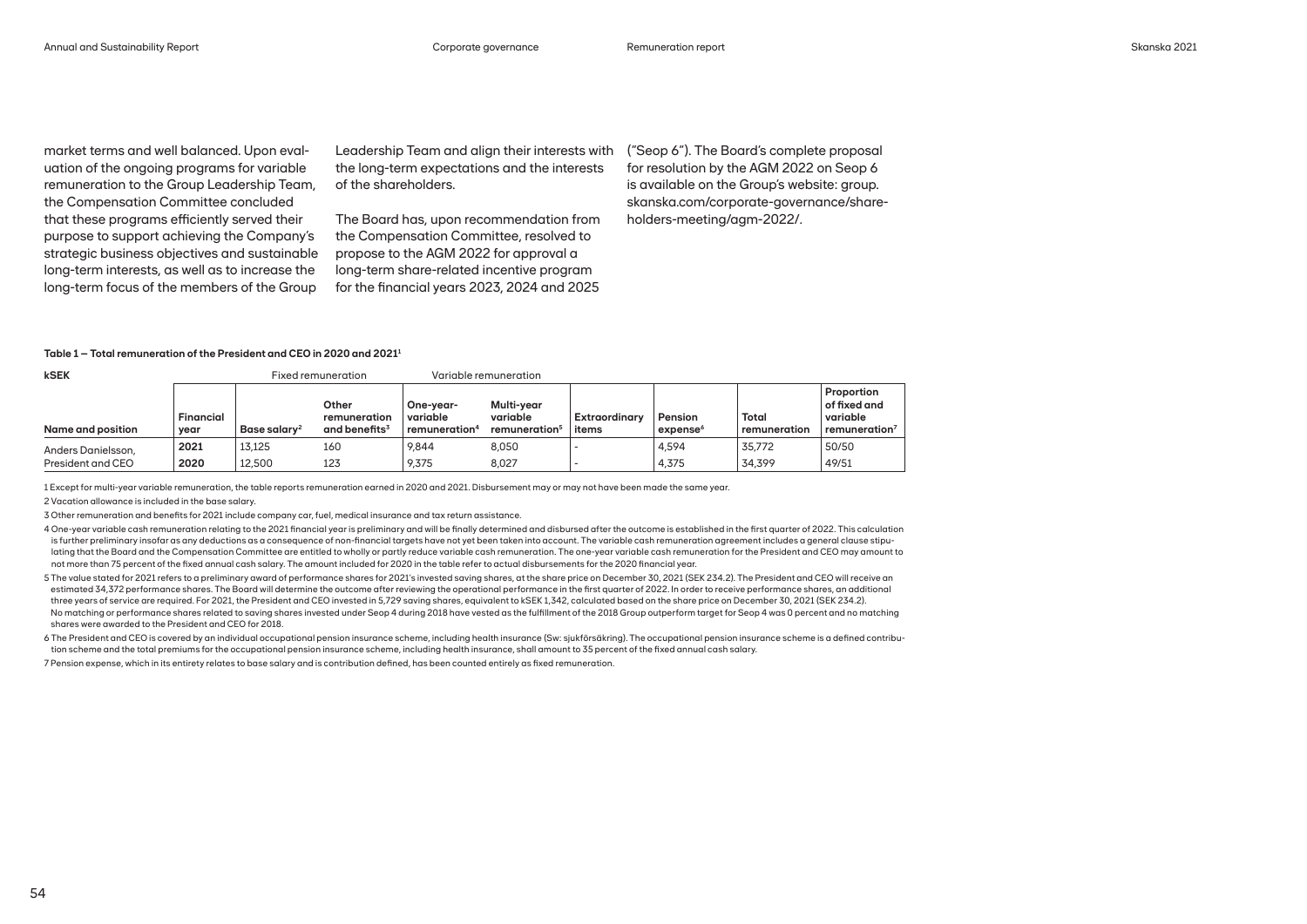market terms and well balanced. Upon evaluation of the ongoing programs for variable remuneration to the Group Leadership Team, the Compensation Committee concluded that these programs efficiently served their purpose to support achieving the Company's strategic business objectives and sustainable long-term interests, as well as to increase the long-term focus of the members of the Group Leadership Team and align their interests with the long-term expectations and the interests of the shareholders.

The Board has, upon recommendation from the Compensation Committee, resolved to propose to the AGM 2022 for approval a long-term share-related incentive program for the financial years 2023, 2024 and 2025 ("Seop 6"). The Board's complete proposal for resolution by the AGM 2022 on Seop 6 is available on the Group's website: group.skanska.com/corporate-governance/shareholders-meeting/agm-2022/.

**Table 1 – Total remuneration of the President and CEO in 2020 and 2021[1]**

| kSEK | | Fixed remuneration | | Variable remuneration | | | | | |
|---|---|---|---|---|---|---|---|---|---|
| **Name and position** | **Financial year** | **Base salary[2]** | **Other remuneration and benefits[3]** | **One-year variable remuneration[4]** | **Multi-year variable remuneration[5]** | **Extraordinary items** | **Pension expense[6]** | **Total remuneration** | **Proportion of fixed and variable remuneration[7]** |
| Anders Danielsson, President and CEO | **2021** | 13,125 | 160 | 9,844 | 8,050 | - | 4,594 | 35,772 | 50/50 |
| | **2020** | 12,500 | 123 | 9,375 | 8,027 | - | 4,375 | 34,399 | 49/51 |

1 Except for multi-year variable remuneration, the table reports remuneration earned in 2020 and 2021. Disbursement may or may not have been made the same year.

2 Vacation allowance is included in the base salary.

3 Other remuneration and benefits for 2021 include company car, fuel, medical insurance and tax return assistance.

4 One-year variable cash remuneration relating to the 2021 financial year is preliminary and will be finally determined and disbursed after the outcome is established in the first quarter of 2022. This calculation is further preliminary insofar as any deductions as a consequence of non-financial targets have not yet been taken into account. The variable cash remuneration agreement includes a general clause stipulating that the Board and the Compensation Committee are entitled to wholly or partly reduce variable cash remuneration. The one-year variable cash remuneration for the President and CEO may amount to not more than 75 percent of the fixed annual cash salary. The amount included for 2020 in the table refer to actual disbursements for the 2020 financial year.

5 The value stated for 2021 refers to a preliminary award of performance shares for 2021's invested saving shares, at the share price on December 30, 2021 (SEK 234.2). The President and CEO will receive an estimated 34,372 performance shares. The Board will determine the outcome after reviewing the operational performance in the first quarter of 2022. In order to receive performance shares, an additional three years of service are required. For 2021, the President and CEO invested in 5,729 saving shares, equivalent to kSEK 1,342, calculated based on the share price on December 30, 2021 (SEK 234.2). No matching or performance shares related to saving shares invested under Seop 4 during 2018 have vested as the fulfillment of the 2018 Group outperform target for Seop 4 was 0 percent and no matching shares were awarded to the President and CEO for 2018.

6 The President and CEO is covered by an individual occupational pension insurance scheme, including health insurance (Sw: sjukförsäkring). The occupational pension insurance scheme is a defined contribution scheme and the total premiums for the occupational pension insurance scheme, including health insurance, shall amount to 35 percent of the fixed annual cash salary.

7 Pension expense, which in its entirety relates to base salary and is contribution defined, has been counted entirely as fixed remuneration.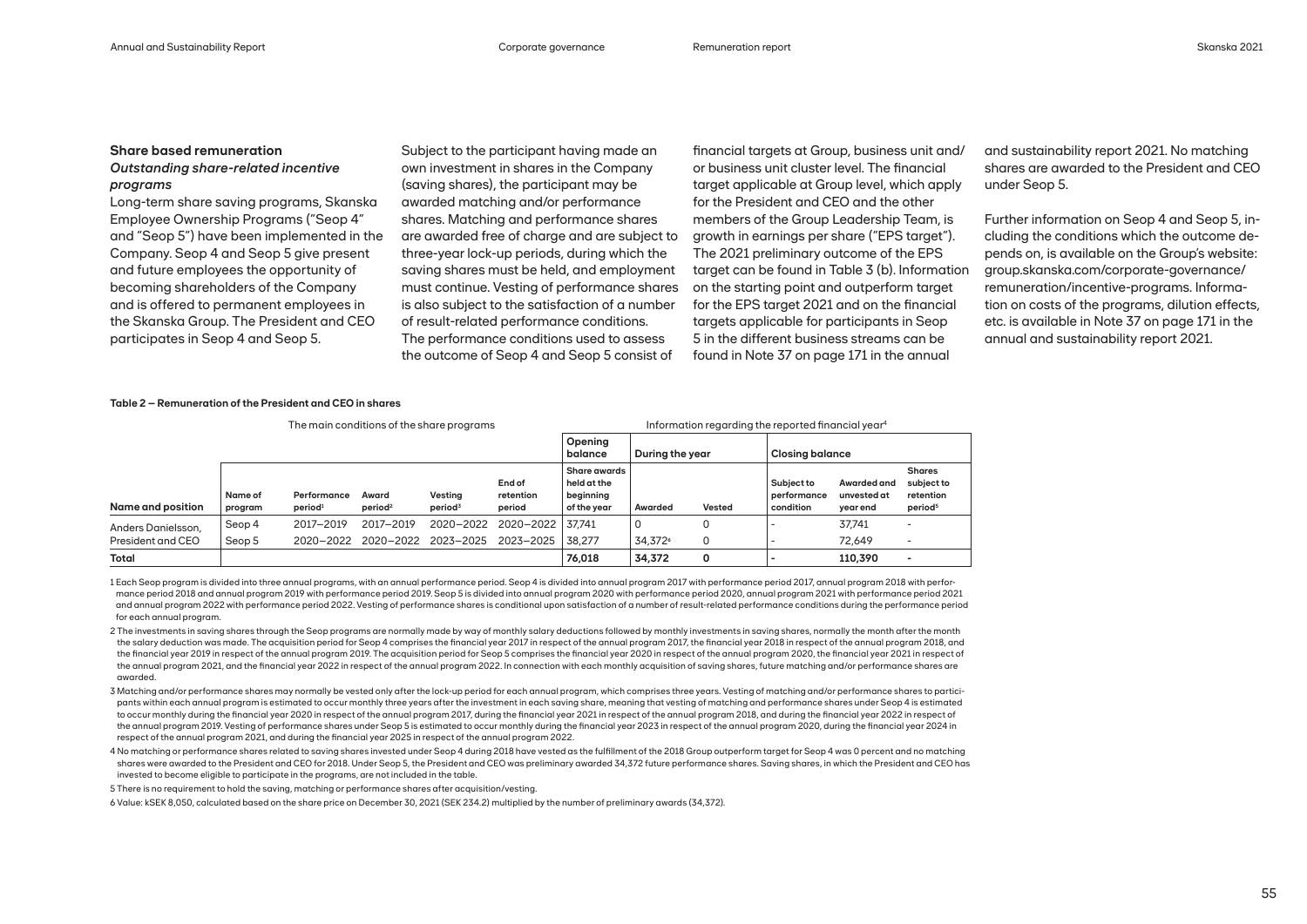### Share based remuneration

#### *Outstanding share-related incentive programs*

Long-term share saving programs, Skanska Employee Ownership Programs ("Seop 4" and "Seop 5") have been implemented in the Company. Seop 4 and Seop 5 give present and future employees the opportunity of becoming shareholders of the Company and is offered to permanent employees in the Skanska Group. The President and CEO participates in Seop 4 and Seop 5.

Subject to the participant having made an own investment in shares in the Company (saving shares), the participant may be awarded matching and/or performance shares. Matching and performance shares are awarded free of charge and are subject to three-year lock-up periods, during which the saving shares must be held, and employment must continue. Vesting of performance shares is also subject to the satisfaction of a number of result-related performance conditions. The performance conditions used to assess the outcome of Seop 4 and Seop 5 consist of financial targets at Group, business unit and/or business unit cluster level. The financial target applicable at Group level, which apply for the President and CEO and the other members of the Group Leadership Team, is growth in earnings per share ("EPS target"). The 2021 preliminary outcome of the EPS target can be found in Table 3 (b). Information on the starting point and outperform target for the EPS target 2021 and on the financial targets applicable for participants in Seop 5 in the different business streams can be found in Note 37 on page 171 in the annual and sustainability report 2021. No matching shares are awarded to the President and CEO under Seop 5.

Further information on Seop 4 and Seop 5, including the conditions which the outcome depends on, is available on the Group's website: group.skanska.com/corporate-governance/remuneration/incentive-programs. Information on costs of the programs, dilution effects, etc. is available in Note 37 on page 171 in the annual and sustainability report 2021.

**Table 2 – Remuneration of the President and CEO in shares**

| | The main conditions of the share programs | | | | | Information regarding the reported financial year[4] | | | | | |
|---|---|---|---|---|---|---|---|---|---|---|---|
| | | | | | | Opening balance | During the year | | Closing balance | | |
| **Name and position** | **Name of program** | **Performance period[1]** | **Award period[2]** | **Vesting period[3]** | **End of retention period** | **Share awards held at the beginning of the year** | **Awarded** | **Vested** | **Subject to performance condition** | **Awarded and unvested at year end** | **Shares subject to retention period[5]** |
| Anders Danielsson, President and CEO | Seop 4 | 2017–2019 | 2017–2019 | 2020–2022 | 2020–2022 | 37,741 | 0 | 0 | - | 37,741 | - |
| | Seop 5 | 2020–2022 | 2020–2022 | 2023–2025 | 2023–2025 | 38,277 | 34,372[6] | 0 | - | 72,649 | - |
| **Total** | | | | | | **76,018** | **34,372** | **0** | **-** | **110,390** | **-** |

1 Each Seop program is divided into three annual programs, with an annual performance period. Seop 4 is divided into annual program 2017 with performance period 2017, annual program 2018 with performance period 2018 and annual program 2019 with performance period 2019. Seop 5 is divided into annual program 2020 with performance period 2020, annual program 2021 with performance period 2021 and annual program 2022 with performance period 2022. Vesting of performance shares is conditional upon satisfaction of a number of result-related performance conditions during the performance period for each annual program.

2 The investments in saving shares through the Seop programs are normally made by way of monthly salary deductions followed by monthly investments in saving shares, normally the month after the month the salary deduction was made. The acquisition period for Seop 4 comprises the financial year 2017 in respect of the annual program 2017, the financial year 2018 in respect of the annual program 2018, and the financial year 2019 in respect of the annual program 2019. The acquisition period for Seop 5 comprises the financial year 2020 in respect of the annual program 2020, the financial year 2021 in respect of the annual program 2021, and the financial year 2022 in respect of the annual program 2022. In connection with each monthly acquisition of saving shares, future matching and/or performance shares are awarded.

3 Matching and/or performance shares may normally be vested only after the lock-up period for each annual program, which comprises three years. Vesting of matching and/or performance shares to participants within each annual program is estimated to occur monthly three years after the investment in each saving share, meaning that vesting of matching and performance shares under Seop 4 is estimated to occur monthly during the financial year 2020 in respect of the annual program 2017, during the financial year 2021 in respect of the annual program 2018, and during the financial year 2022 in respect of the annual program 2019. Vesting of performance shares under Seop 5 is estimated to occur monthly during the financial year 2023 in respect of the annual program 2020, during the financial year 2024 in respect of the annual program 2021, and during the financial year 2025 in respect of the annual program 2022.

4 No matching or performance shares related to saving shares invested under Seop 4 during 2018 have vested as the fulfillment of the 2018 Group outperform target for Seop 4 was 0 percent and no matching shares were awarded to the President and CEO for 2018. Under Seop 5, the President and CEO was preliminary awarded 34,372 future performance shares. Saving shares, in which the President and CEO has invested to become eligible to participate in the programs, are not included in the table.

5 There is no requirement to hold the saving, matching or performance shares after acquisition/vesting.

6 Value: kSEK 8,050, calculated based on the share price on December 30, 2021 (SEK 234.2) multiplied by the number of preliminary awards (34,372).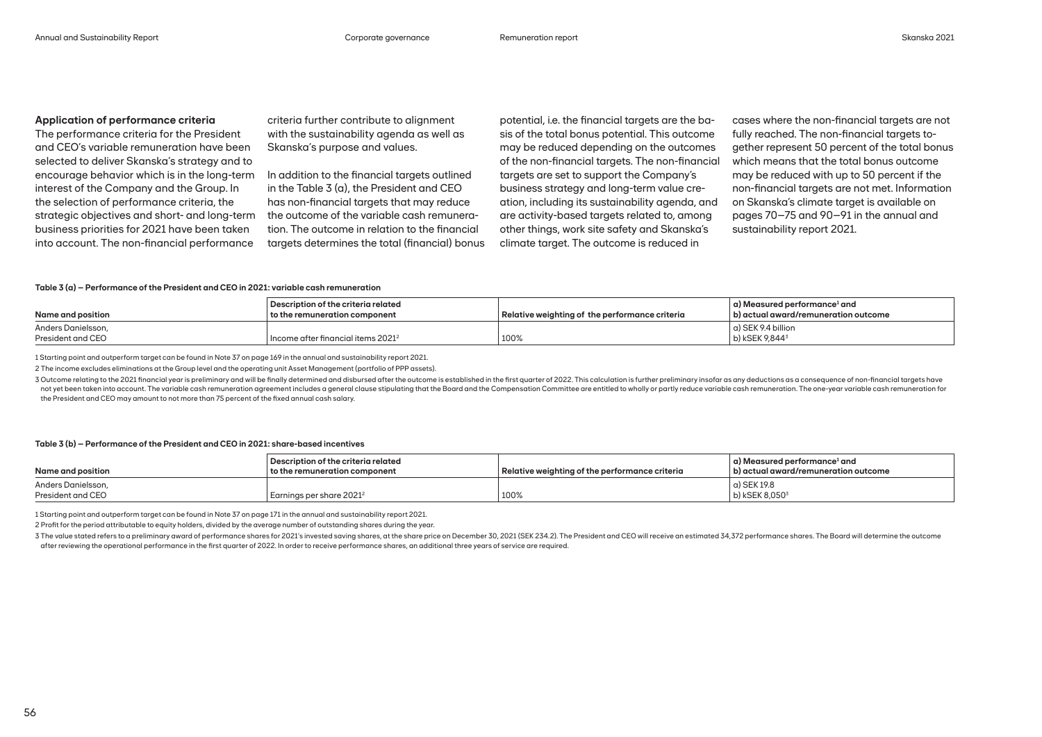### Application of performance criteria

The performance criteria for the President and CEO's variable remuneration have been selected to deliver Skanska's strategy and to encourage behavior which is in the long-term interest of the Company and the Group. In the selection of performance criteria, the strategic objectives and short- and long-term business priorities for 2021 have been taken into account. The non-financial performance criteria further contribute to alignment with the sustainability agenda as well as Skanska's purpose and values.

In addition to the financial targets outlined in the Table 3 (a), the President and CEO has non-financial targets that may reduce the outcome of the variable cash remuneration. The outcome in relation to the financial targets determines the total (financial) bonus potential, i.e. the financial targets are the basis of the total bonus potential. This outcome may be reduced depending on the outcomes of the non-financial targets. The non-financial targets are set to support the Company's business strategy and long-term value creation, including its sustainability agenda, and are activity-based targets related to, among other things, work site safety and Skanska's climate target. The outcome is reduced in cases where the non-financial targets are not fully reached. The non-financial targets together represent 50 percent of the total bonus which means that the total bonus outcome may be reduced with up to 50 percent if the non-financial targets are not met. Information on Skanska's climate target is available on pages 70–75 and 90–91 in the annual and sustainability report 2021.

**Table 3 (a) – Performance of the President and CEO in 2021: variable cash remuneration**

| Name and position | Description of the criteria related to the remuneration component | Relative weighting of the performance criteria | a) Measured performance[1] and b) actual award/remuneration outcome |
|---|---|---|---|
| Anders Danielsson, President and CEO | Income after financial items 2021[2] | 100% | a) SEK 9.4 billion<br>b) kSEK 9,844[3] |

1 Starting point and outperform target can be found in Note 37 on page 169 in the annual and sustainability report 2021.

2 The income excludes eliminations at the Group level and the operating unit Asset Management (portfolio of PPP assets).

3 Outcome relating to the 2021 financial year is preliminary and will be finally determined and disbursed after the outcome is established in the first quarter of 2022. This calculation is further preliminary insofar as any deductions as a consequence of non-financial targets have not yet been taken into account. The variable cash remuneration agreement includes a general clause stipulating that the Board and the Compensation Committee are entitled to wholly or partly reduce variable cash remuneration. The one-year variable cash remuneration for the President and CEO may amount to not more than 75 percent of the fixed annual cash salary.

**Table 3 (b) – Performance of the President and CEO in 2021: share-based incentives**

| Name and position | Description of the criteria related to the remuneration component | Relative weighting of the performance criteria | a) Measured performance[1] and b) actual award/remuneration outcome |
|---|---|---|---|
| Anders Danielsson, President and CEO | Earnings per share 2021[2] | 100% | a) SEK 19.8<br>b) kSEK 8,050[3] |

1 Starting point and outperform target can be found in Note 37 on page 171 in the annual and sustainability report 2021.

2 Profit for the period attributable to equity holders, divided by the average number of outstanding shares during the year.

3 The value stated refers to a preliminary award of performance shares for 2021's invested saving shares, at the share price on December 30, 2021 (SEK 234.2). The President and CEO will receive an estimated 34,372 performance shares. The Board will determine the outcome after reviewing the operational performance in the first quarter of 2022. In order to receive performance shares, an additional three years of service are required.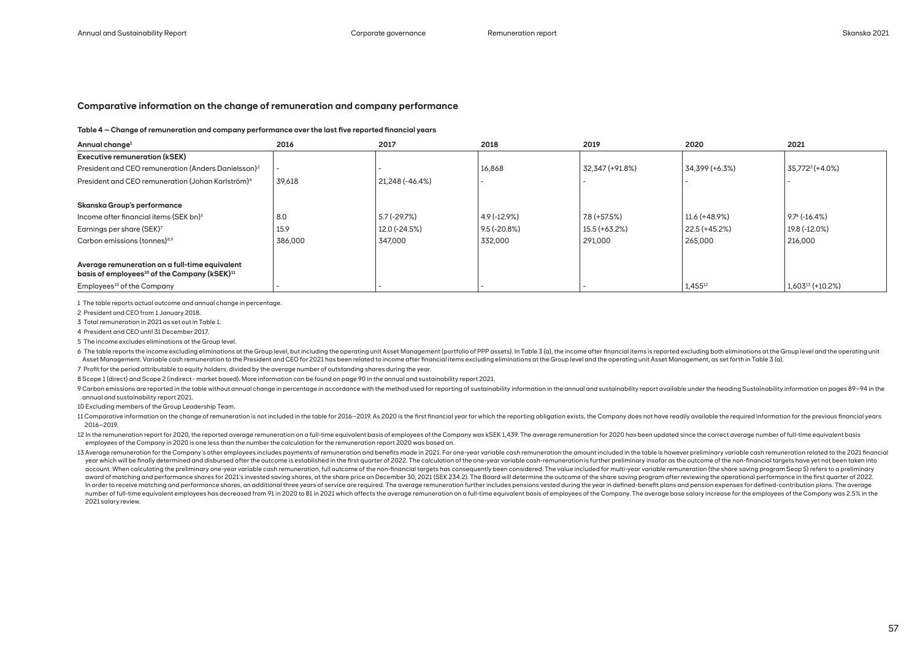## Comparative information on the change of remuneration and company performance

**Table 4 – Change of remuneration and company performance over the last five reported financial years**

| Annual change[1] | 2016 | 2017 | 2018 | 2019 | 2020 | 2021 |
|---|---|---|---|---|---|---|
| **Executive remuneration (kSEK)** | | | | | | |
| President and CEO remuneration (Anders Danielsson)[2] | - | - | 16,868 | 32,347 (+91.8%) | 34,399 (+6.3%) | 35,772[3] (+4.0%) |
| President and CEO remuneration (Johan Karlström)[4] | 39,618 | 21,248 (-46.4%) | - | - | - | - |
| | | | | | | |
| **Skanska Group's performance** | | | | | | |
| Income after financial items (SEK bn)[5] | 8.0 | 5.7 (-29.7%) | 4.9 (-12.9%) | 7.8 (+57.5%) | 11.6 (+48.9%) | 9.7[6] (-16.4%) |
| Earnings per share (SEK)[7] | 15.9 | 12.0 (-24.5%) | 9.5 (-20.8%) | 15.5 (+63.2%) | 22.5 (+45.2%) | 19.8 (-12.0%) |
| Carbon emissions (tonnes)[8,9] | 386,000 | 347,000 | 332,000 | 291,000 | 265,000 | 216,000 |
| | | | | | | |
| **Average remuneration on a full-time equivalent basis of employees[10] of the Company (kSEK)[11]** | | | | | | |
| Employees[10] of the Company | - | - | - | - | 1,455[12] | 1,603[13] (+10.2%) |

1 The table reports actual outcome and annual change in percentage.

2 President and CEO from 1 January 2018.

3 Total remuneration in 2021 as set out in Table 1.

4 President and CEO until 31 December 2017.

5 The income excludes eliminations at the Group level.

6 The table reports the income excluding eliminations at the Group level, but including the operating unit Asset Management (portfolio of PPP assets). In Table 3 (a), the income after financial items is reported excluding both eliminations at the Group level and the operating unit Asset Management. Variable cash remuneration to the President and CEO for 2021 has been related to income after financial items excluding eliminations at the Group level and the operating unit Asset Management, as set forth in Table 3 (a).

7 Profit for the period attributable to equity holders, divided by the average number of outstanding shares during the year.

8 Scope 1 (direct) and Scope 2 (indirect - market based). More information can be found on page 90 in the annual and sustainability report 2021.

9 Carbon emissions are reported in the table without annual change in percentage in accordance with the method used for reporting of sustainability information in the annual and sustainability report available under the heading Sustainability information on pages 89–94 in the annual and sustainability report 2021.

10 Excluding members of the Group Leadership Team.

11 Comparative information on the change of remuneration is not included in the table for 2016–2019. As 2020 is the first financial year for which the reporting obligation exists, the Company does not have readily available the required information for the previous financial years 2016–2019.

12 In the remuneration report for 2020, the reported average remuneration on a full-time equivalent basis of employees of the Company was kSEK 1,439. The average remuneration for 2020 has been updated since the correct average number of full-time equivalent basis employees of the Company in 2020 is one less than the number the calculation for the remuneration report 2020 was based on.

13 Average remuneration for the Company's other employees includes payments of remuneration and benefits made in 2021. For one-year variable cash remuneration the amount included in the table is however preliminary variable cash remuneration related to the 2021 financial year which will be finally determined and disbursed after the outcome is established in the first quarter of 2022. The calculation of the one-year variable cash-remuneration is further preliminary insofar as the outcome of the non-financial targets have yet not been taken into account. When calculating the preliminary one-year variable cash remuneration, full outcome of the non-financial targets has consequently been considered. The value included for multi-year variable remuneration (the share saving program Seop 5) refers to a preliminary award of matching and performance shares for 2021's invested saving shares, at the share price on December 30, 2021 (SEK 234.2). The Board will determine the outcome of the share saving program after reviewing the operational performance in the first quarter of 2022. In order to receive matching and performance shares, an additional three years of service are required. The average remuneration further includes pensions vested during the year in defined-benefit plans and pension expenses for defined-contribution plans. The average number of full-time equivalent employees has decreased from 91 in 2020 to 81 in 2021 which affects the average remuneration on a full-time equivalent basis of employees of the Company. The average base salary increase for the employees of the Company was 2.5% in the 2021 salary review.